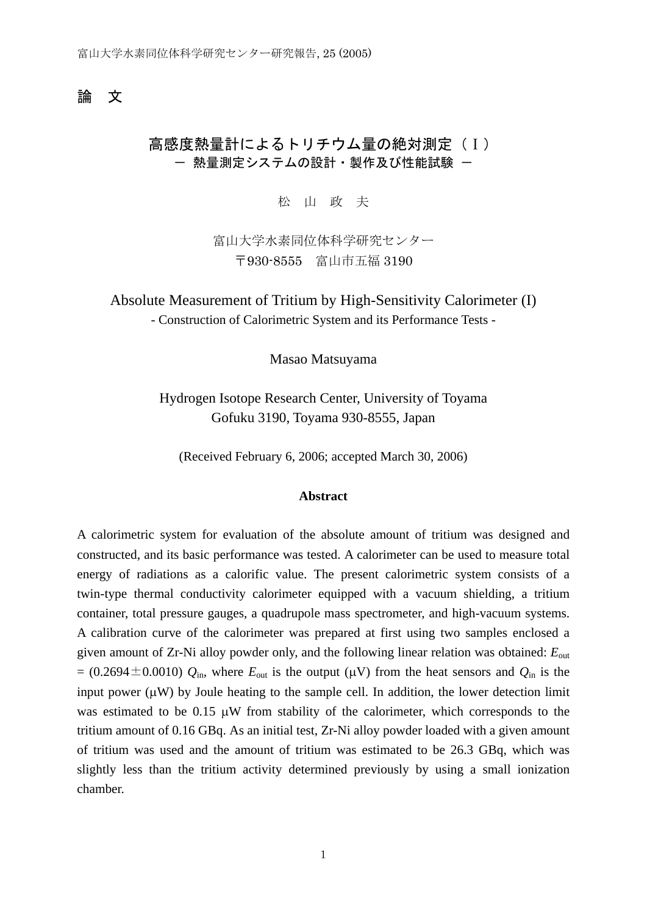論　文

# 高感度熱量計によるトリチウム量の絶対測定（Ⅰ）

## ー 熱量測定システムの設計・製作及び性能試験 ー

松　山　政　夫

富山大学水素同位体科学研究センター
〒930-8555　富山市五福 3190

# Absolute Measurement of Tritium by High-Sensitivity Calorimeter (I)

## - Construction of Calorimetric System and its Performance Tests -

Masao Matsuyama

Hydrogen Isotope Research Center, University of Toyama
Gofuku 3190, Toyama 930-8555, Japan

(Received February 6, 2006; accepted March 30, 2006)

### Abstract

A calorimetric system for evaluation of the absolute amount of tritium was designed and constructed, and its basic performance was tested. A calorimeter can be used to measure total energy of radiations as a calorific value. The present calorimetric system consists of a twin-type thermal conductivity calorimeter equipped with a vacuum shielding, a tritium container, total pressure gauges, a quadrupole mass spectrometer, and high-vacuum systems. A calibration curve of the calorimeter was prepared at first using two samples enclosed a given amount of Zr-Ni alloy powder only, and the following linear relation was obtained: $E_{out} = (0.2694 \pm 0.0010)\ Q_{in}$, where $E_{out}$ is the output (μV) from the heat sensors and $Q_{in}$ is the input power (μW) by Joule heating to the sample cell. In addition, the lower detection limit was estimated to be 0.15 μW from stability of the calorimeter, which corresponds to the tritium amount of 0.16 GBq. As an initial test, Zr-Ni alloy powder loaded with a given amount of tritium was used and the amount of tritium was estimated to be 26.3 GBq, which was slightly less than the tritium activity determined previously by using a small ionization chamber.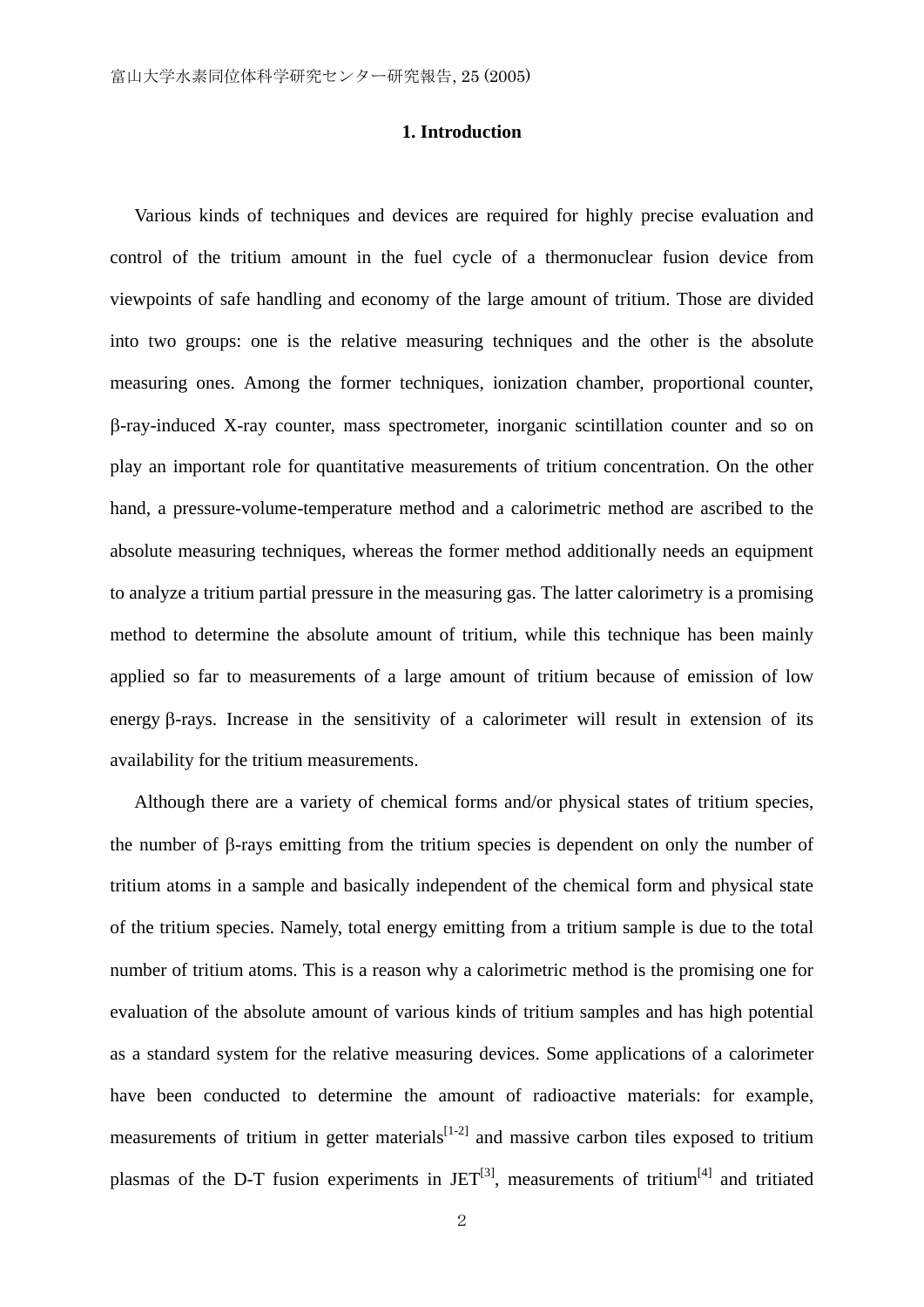## 1. Introduction

Various kinds of techniques and devices are required for highly precise evaluation and control of the tritium amount in the fuel cycle of a thermonuclear fusion device from viewpoints of safe handling and economy of the large amount of tritium. Those are divided into two groups: one is the relative measuring techniques and the other is the absolute measuring ones. Among the former techniques, ionization chamber, proportional counter, β-ray-induced X-ray counter, mass spectrometer, inorganic scintillation counter and so on play an important role for quantitative measurements of tritium concentration. On the other hand, a pressure-volume-temperature method and a calorimetric method are ascribed to the absolute measuring techniques, whereas the former method additionally needs an equipment to analyze a tritium partial pressure in the measuring gas. The latter calorimetry is a promising method to determine the absolute amount of tritium, while this technique has been mainly applied so far to measurements of a large amount of tritium because of emission of low energy β-rays. Increase in the sensitivity of a calorimeter will result in extension of its availability for the tritium measurements.

Although there are a variety of chemical forms and/or physical states of tritium species, the number of β-rays emitting from the tritium species is dependent on only the number of tritium atoms in a sample and basically independent of the chemical form and physical state of the tritium species. Namely, total energy emitting from a tritium sample is due to the total number of tritium atoms. This is a reason why a calorimetric method is the promising one for evaluation of the absolute amount of various kinds of tritium samples and has high potential as a standard system for the relative measuring devices. Some applications of a calorimeter have been conducted to determine the amount of radioactive materials: for example, measurements of tritium in getter materials[1-2] and massive carbon tiles exposed to tritium plasmas of the D-T fusion experiments in JET[3], measurements of tritium[4] and tritiated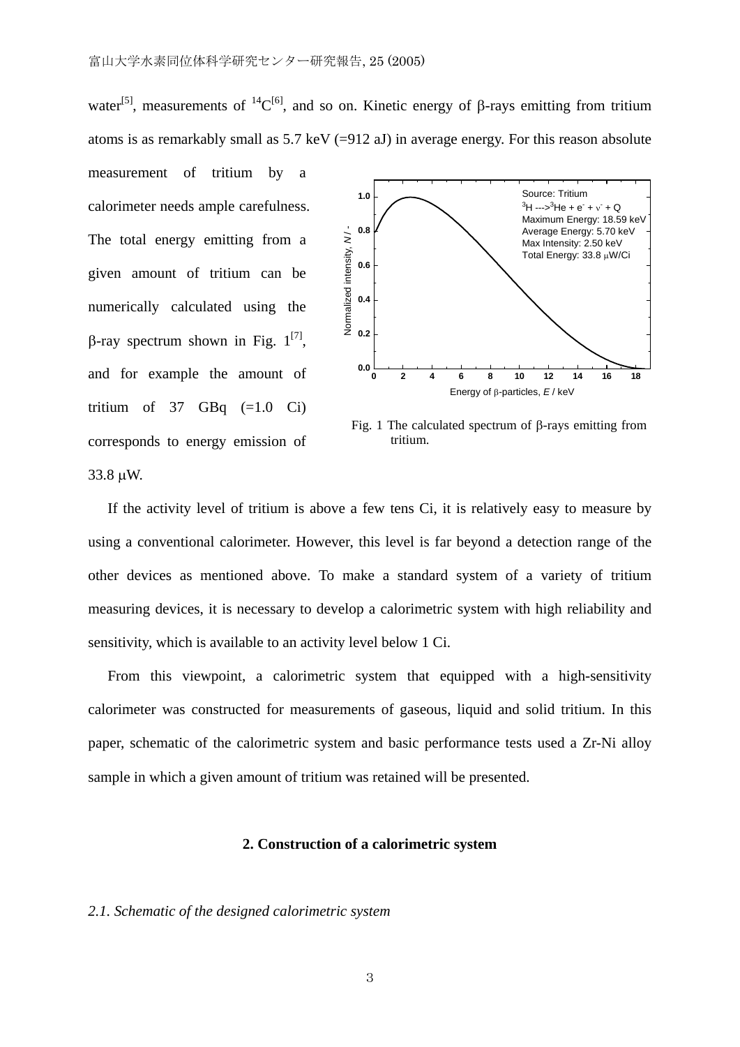water[5], measurements of $^{14}C$[6], and so on. Kinetic energy of β-rays emitting from tritium atoms is as remarkably small as 5.7 keV (=912 aJ) in average energy. For this reason absolute measurement of tritium by a calorimeter needs ample carefulness. The total energy emitting from a given amount of tritium can be numerically calculated using the β-ray spectrum shown in Fig. 1[7], and for example the amount of tritium of 37 GBq (=1.0 Ci) corresponds to energy emission of 33.8 μW.

Fig. 1 The calculated spectrum of β-rays emitting from tritium.

If the activity level of tritium is above a few tens Ci, it is relatively easy to measure by using a conventional calorimeter. However, this level is far beyond a detection range of the other devices as mentioned above. To make a standard system of a variety of tritium measuring devices, it is necessary to develop a calorimetric system with high reliability and sensitivity, which is available to an activity level below 1 Ci.

From this viewpoint, a calorimetric system that equipped with a high-sensitivity calorimeter was constructed for measurements of gaseous, liquid and solid tritium. In this paper, schematic of the calorimetric system and basic performance tests used a Zr-Ni alloy sample in which a given amount of tritium was retained will be presented.

## 2. Construction of a calorimetric system

### *2.1. Schematic of the designed calorimetric system*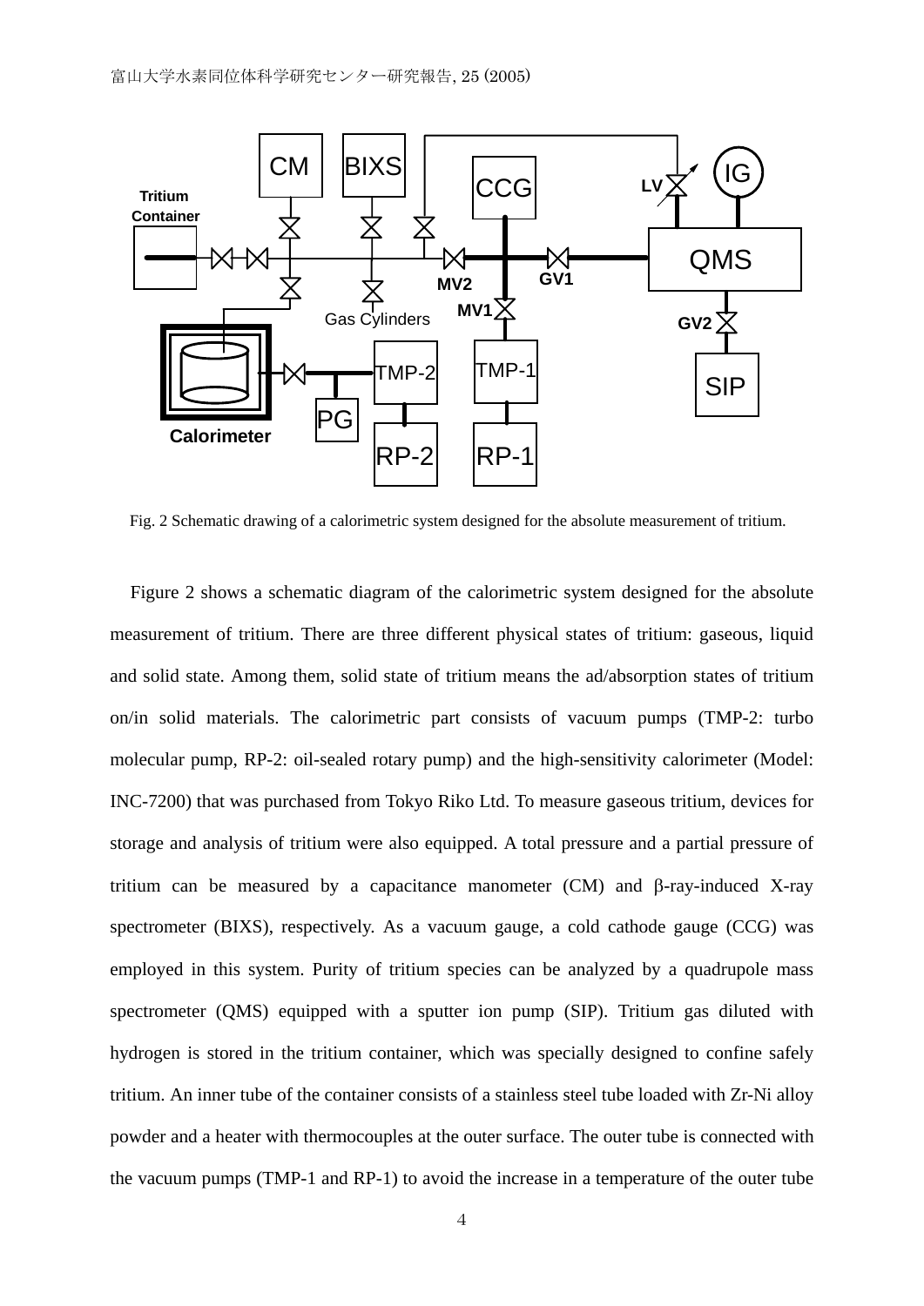Fig. 2 Schematic drawing of a calorimetric system designed for the absolute measurement of tritium.

Figure 2 shows a schematic diagram of the calorimetric system designed for the absolute measurement of tritium. There are three different physical states of tritium: gaseous, liquid and solid state. Among them, solid state of tritium means the ad/absorption states of tritium on/in solid materials. The calorimetric part consists of vacuum pumps (TMP-2: turbo molecular pump, RP-2: oil-sealed rotary pump) and the high-sensitivity calorimeter (Model: INC-7200) that was purchased from Tokyo Riko Ltd. To measure gaseous tritium, devices for storage and analysis of tritium were also equipped. A total pressure and a partial pressure of tritium can be measured by a capacitance manometer (CM) and β-ray-induced X-ray spectrometer (BIXS), respectively. As a vacuum gauge, a cold cathode gauge (CCG) was employed in this system. Purity of tritium species can be analyzed by a quadrupole mass spectrometer (QMS) equipped with a sputter ion pump (SIP). Tritium gas diluted with hydrogen is stored in the tritium container, which was specially designed to confine safely tritium. An inner tube of the container consists of a stainless steel tube loaded with Zr-Ni alloy powder and a heater with thermocouples at the outer surface. The outer tube is connected with the vacuum pumps (TMP-1 and RP-1) to avoid the increase in a temperature of the outer tube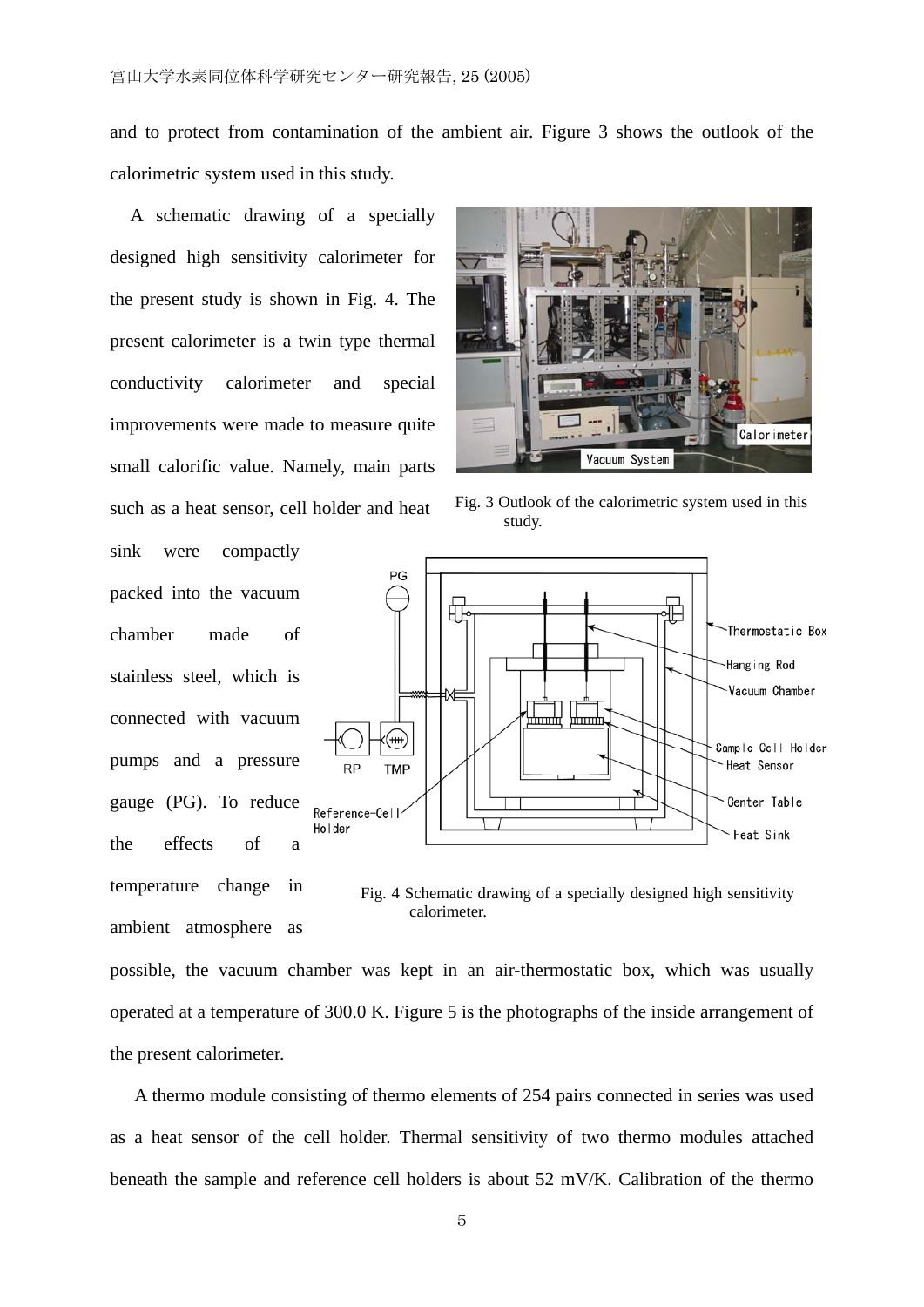and to protect from contamination of the ambient air. Figure 3 shows the outlook of the calorimetric system used in this study.

A schematic drawing of a specially designed high sensitivity calorimeter for the present study is shown in Fig. 4. The present calorimeter is a twin type thermal conductivity calorimeter and special improvements were made to measure quite small calorific value. Namely, main parts such as a heat sensor, cell holder and heat sink were compactly packed into the vacuum chamber made of stainless steel, which is connected with vacuum pumps and a pressure gauge (PG). To reduce the effects of a temperature change in ambient atmosphere as possible, the vacuum chamber was kept in an air-thermostatic box, which was usually operated at a temperature of 300.0 K. Figure 5 is the photographs of the inside arrangement of the present calorimeter.

Fig. 3 Outlook of the calorimetric system used in this study.

Fig. 4 Schematic drawing of a specially designed high sensitivity calorimeter.

A thermo module consisting of thermo elements of 254 pairs connected in series was used as a heat sensor of the cell holder. Thermal sensitivity of two thermo modules attached beneath the sample and reference cell holders is about 52 mV/K. Calibration of the thermo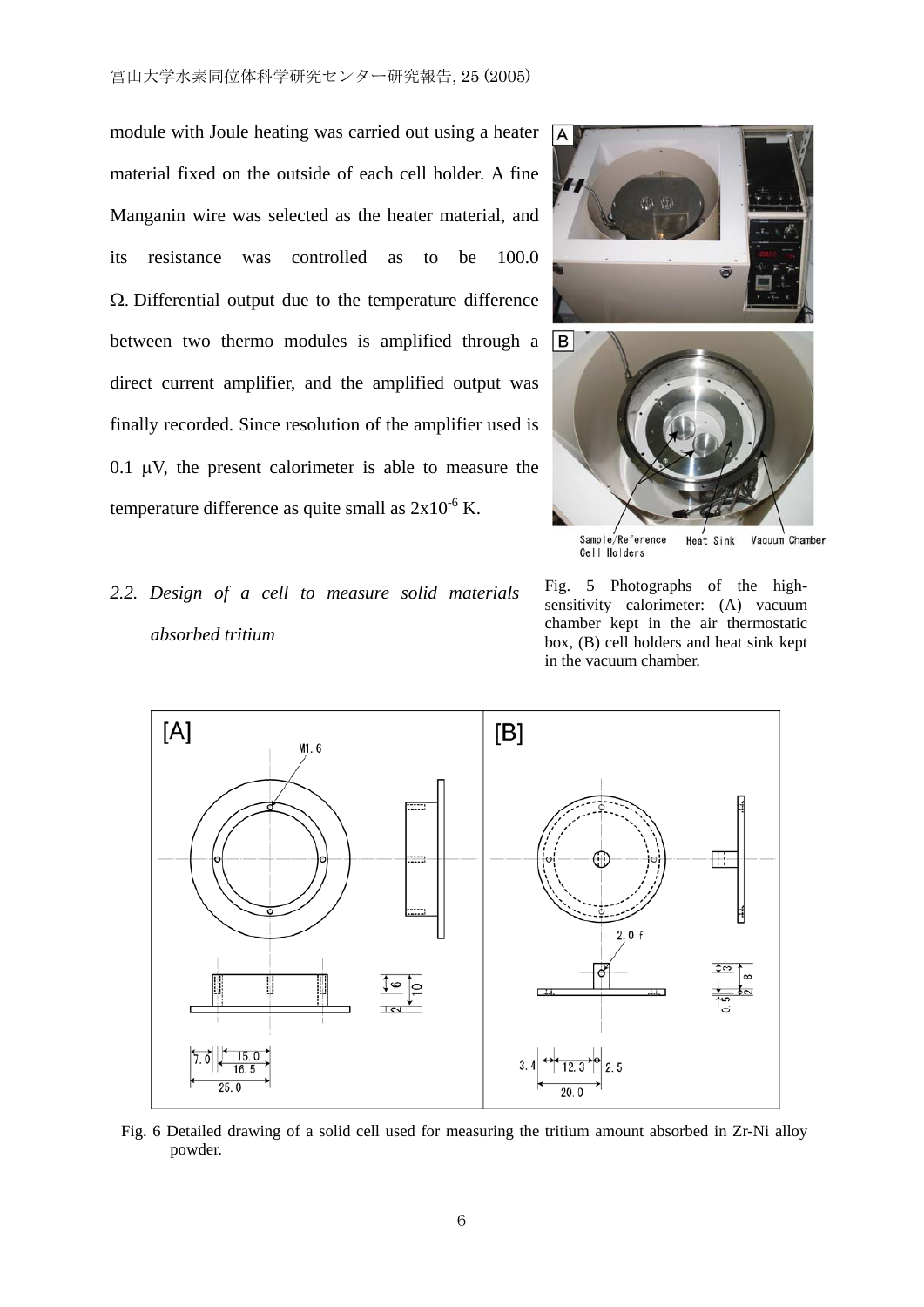module with Joule heating was carried out using a heater material fixed on the outside of each cell holder. A fine Manganin wire was selected as the heater material, and its resistance was controlled as to be 100.0 Ω. Differential output due to the temperature difference between two thermo modules is amplified through a direct current amplifier, and the amplified output was finally recorded. Since resolution of the amplifier used is 0.1 μV, the present calorimeter is able to measure the temperature difference as quite small as $2 \times 10^{-6}$ K.

Fig. 5 Photographs of the high-sensitivity calorimeter: (A) vacuum chamber kept in the air thermostatic box, (B) cell holders and heat sink kept in the vacuum chamber.

### *2.2. Design of a cell to measure solid materials absorbed tritium*

Fig. 6 Detailed drawing of a solid cell used for measuring the tritium amount absorbed in Zr-Ni alloy powder.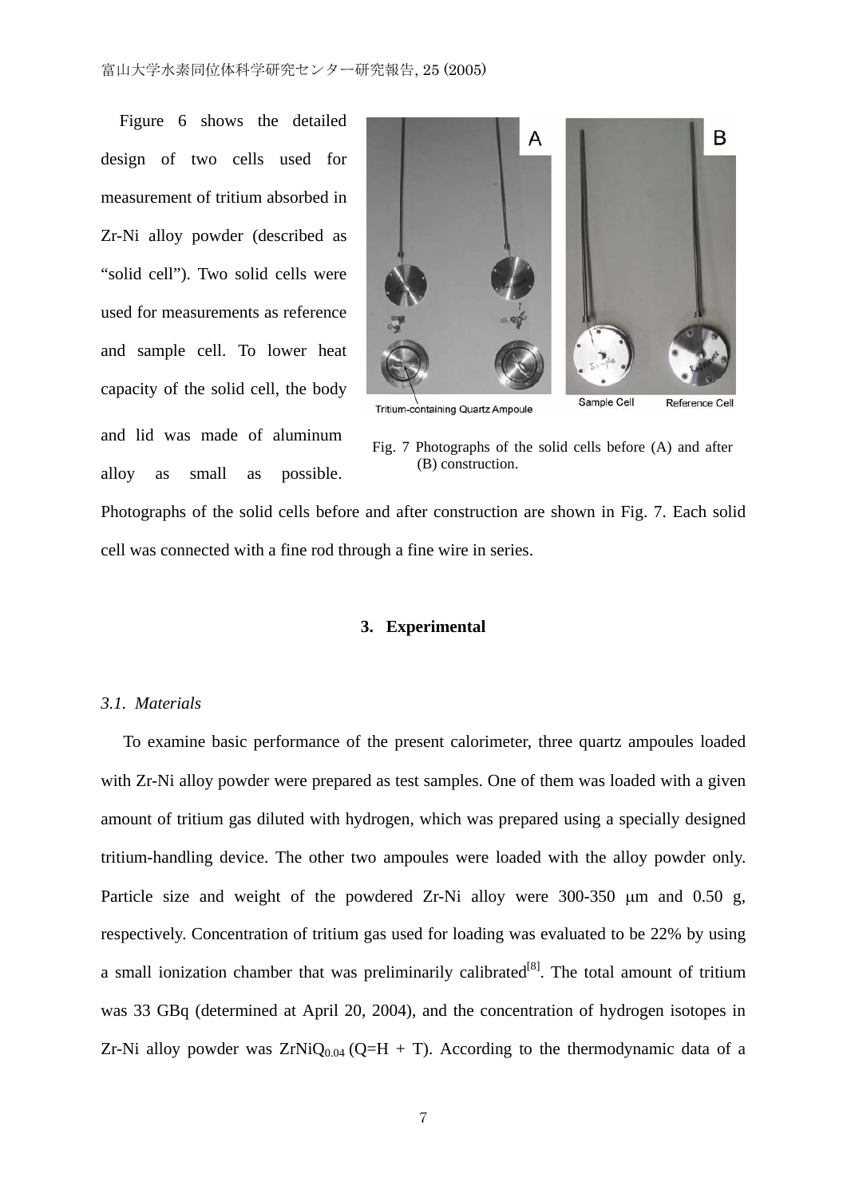Figure 6 shows the detailed design of two cells used for measurement of tritium absorbed in Zr-Ni alloy powder (described as "solid cell"). Two solid cells were used for measurements as reference and sample cell. To lower heat capacity of the solid cell, the body and lid was made of aluminum alloy as small as possible. Photographs of the solid cells before and after construction are shown in Fig. 7. Each solid cell was connected with a fine rod through a fine wire in series.

Fig. 7 Photographs of the solid cells before (A) and after (B) construction.

## 3. Experimental

### *3.1. Materials*

To examine basic performance of the present calorimeter, three quartz ampoules loaded with Zr-Ni alloy powder were prepared as test samples. One of them was loaded with a given amount of tritium gas diluted with hydrogen, which was prepared using a specially designed tritium-handling device. The other two ampoules were loaded with the alloy powder only. Particle size and weight of the powdered Zr-Ni alloy were 300-350 μm and 0.50 g, respectively. Concentration of tritium gas used for loading was evaluated to be 22% by using a small ionization chamber that was preliminarily calibrated[8]. The total amount of tritium was 33 GBq (determined at April 20, 2004), and the concentration of hydrogen isotopes in Zr-Ni alloy powder was $ZrNiQ_{0.04}$ (Q=H + T). According to the thermodynamic data of a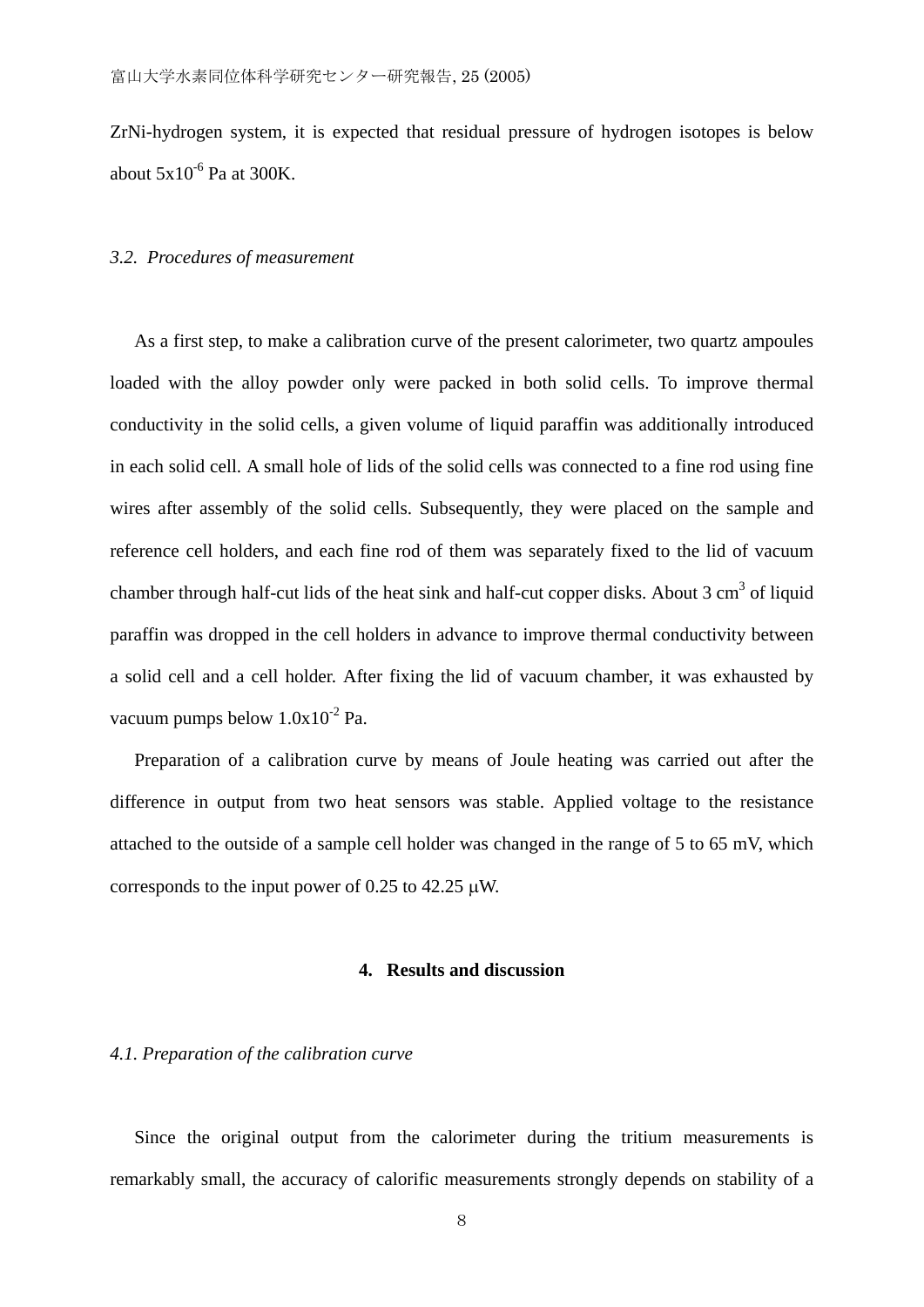ZrNi-hydrogen system, it is expected that residual pressure of hydrogen isotopes is below about $5 \times 10^{-6}$ Pa at 300K.

### *3.2. Procedures of measurement*

As a first step, to make a calibration curve of the present calorimeter, two quartz ampoules loaded with the alloy powder only were packed in both solid cells. To improve thermal conductivity in the solid cells, a given volume of liquid paraffin was additionally introduced in each solid cell. A small hole of lids of the solid cells was connected to a fine rod using fine wires after assembly of the solid cells. Subsequently, they were placed on the sample and reference cell holders, and each fine rod of them was separately fixed to the lid of vacuum chamber through half-cut lids of the heat sink and half-cut copper disks. About 3 $cm^3$ of liquid paraffin was dropped in the cell holders in advance to improve thermal conductivity between a solid cell and a cell holder. After fixing the lid of vacuum chamber, it was exhausted by vacuum pumps below $1.0 \times 10^{-2}$ Pa.

Preparation of a calibration curve by means of Joule heating was carried out after the difference in output from two heat sensors was stable. Applied voltage to the resistance attached to the outside of a sample cell holder was changed in the range of 5 to 65 mV, which corresponds to the input power of 0.25 to 42.25 μW.

## 4. Results and discussion

### *4.1. Preparation of the calibration curve*

Since the original output from the calorimeter during the tritium measurements is remarkably small, the accuracy of calorific measurements strongly depends on stability of a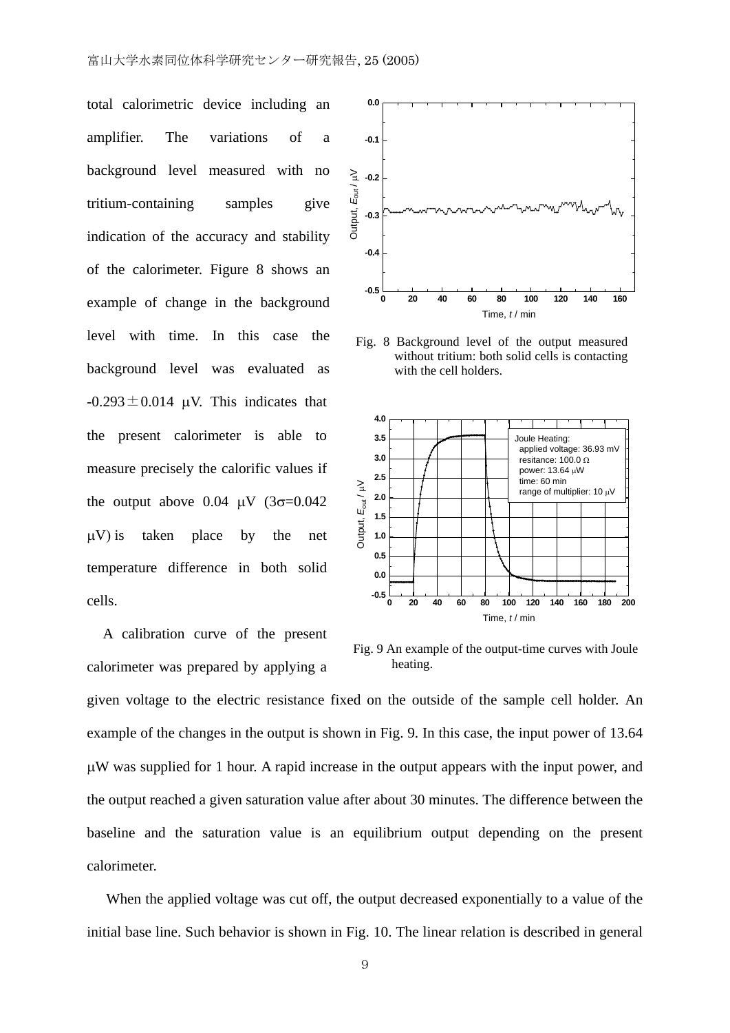total calorimetric device including an amplifier. The variations of a background level measured with no tritium-containing samples give indication of the accuracy and stability of the calorimeter. Figure 8 shows an example of change in the background level with time. In this case the background level was evaluated as -0.293 ± 0.014 μV. This indicates that the present calorimeter is able to measure precisely the calorific values if the output above 0.04 μV (3σ=0.042 μV) is taken place by the net temperature difference in both solid cells.

Fig. 8 Background level of the output measured without tritium: both solid cells is contacting with the cell holders.

A calibration curve of the present calorimeter was prepared by applying a given voltage to the electric resistance fixed on the outside of the sample cell holder. An example of the changes in the output is shown in Fig. 9. In this case, the input power of 13.64 μW was supplied for 1 hour. A rapid increase in the output appears with the input power, and the output reached a given saturation value after about 30 minutes. The difference between the baseline and the saturation value is an equilibrium output depending on the present calorimeter.

Fig. 9 An example of the output-time curves with Joule heating.

When the applied voltage was cut off, the output decreased exponentially to a value of the initial base line. Such behavior is shown in Fig. 10. The linear relation is described in general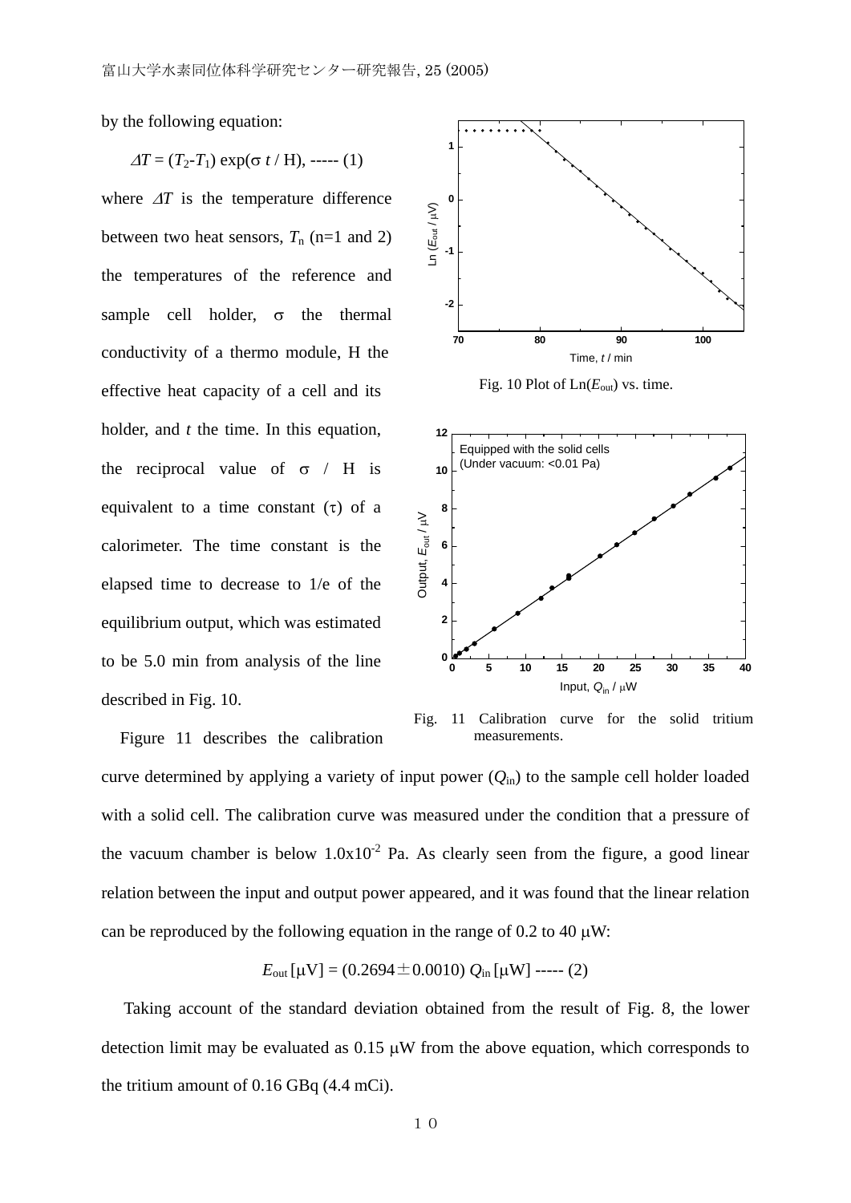by the following equation:

$$\Delta T = (T_2 - T_1) \exp(\sigma\, t / \mathrm{H}), \text{ ----- (1)}$$

where $\Delta T$ is the temperature difference between two heat sensors, $T_n$ (n=1 and 2) the temperatures of the reference and sample cell holder, $\sigma$ the thermal conductivity of a thermo module, H the effective heat capacity of a cell and its holder, and $t$ the time. In this equation, the reciprocal value of $\sigma$ / H is equivalent to a time constant ($\tau$) of a calorimeter. The time constant is the elapsed time to decrease to 1/e of the equilibrium output, which was estimated to be 5.0 min from analysis of the line described in Fig. 10.

Fig. 10 Plot of Ln($E_{out}$) vs. time.

Fig. 11 Calibration curve for the solid tritium measurements.

Figure 11 describes the calibration curve determined by applying a variety of input power ($Q_{in}$) to the sample cell holder loaded with a solid cell. The calibration curve was measured under the condition that a pressure of the vacuum chamber is below $1.0 \times 10^{-2}$ Pa. As clearly seen from the figure, a good linear relation between the input and output power appeared, and it was found that the linear relation can be reproduced by the following equation in the range of 0.2 to 40 μW:

$$E_{out}\,[\mu\mathrm{V}] = (0.2694 \pm 0.0010)\, Q_{in}\,[\mu\mathrm{W}] \text{ ----- (2)}$$

Taking account of the standard deviation obtained from the result of Fig. 8, the lower detection limit may be evaluated as 0.15 μW from the above equation, which corresponds to the tritium amount of 0.16 GBq (4.4 mCi).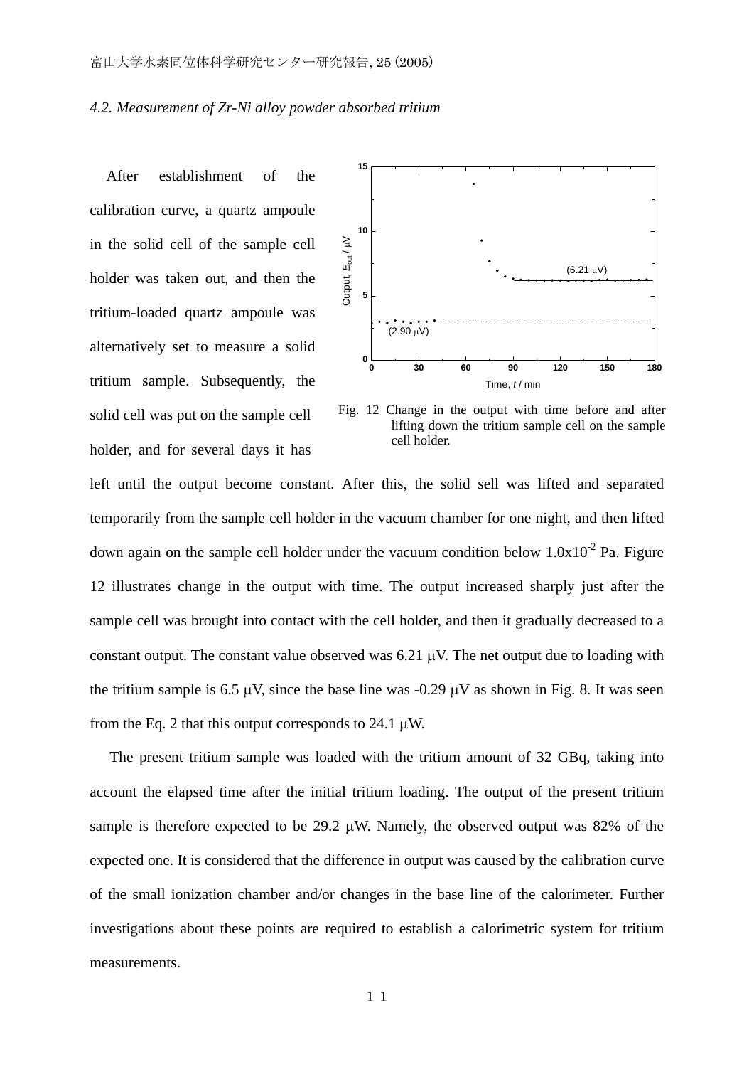*4.2. Measurement of Zr-Ni alloy powder absorbed tritium*

After establishment of the calibration curve, a quartz ampoule in the solid cell of the sample cell holder was taken out, and then the tritium-loaded quartz ampoule was alternatively set to measure a solid tritium sample. Subsequently, the solid cell was put on the sample cell holder, and for several days it has left until the output become constant. After this, the solid sell was lifted and separated temporarily from the sample cell holder in the vacuum chamber for one night, and then lifted down again on the sample cell holder under the vacuum condition below $1.0 \times 10^{-2}$ Pa. Figure 12 illustrates change in the output with time. The output increased sharply just after the sample cell was brought into contact with the cell holder, and then it gradually decreased to a constant output. The constant value observed was 6.21 μV. The net output due to loading with the tritium sample is 6.5 μV, since the base line was -0.29 μV as shown in Fig. 8. It was seen from the Eq. 2 that this output corresponds to 24.1 μW.

Fig. 12 Change in the output with time before and after lifting down the tritium sample cell on the sample cell holder.

The present tritium sample was loaded with the tritium amount of 32 GBq, taking into account the elapsed time after the initial tritium loading. The output of the present tritium sample is therefore expected to be 29.2 μW. Namely, the observed output was 82% of the expected one. It is considered that the difference in output was caused by the calibration curve of the small ionization chamber and/or changes in the base line of the calorimeter. Further investigations about these points are required to establish a calorimetric system for tritium measurements.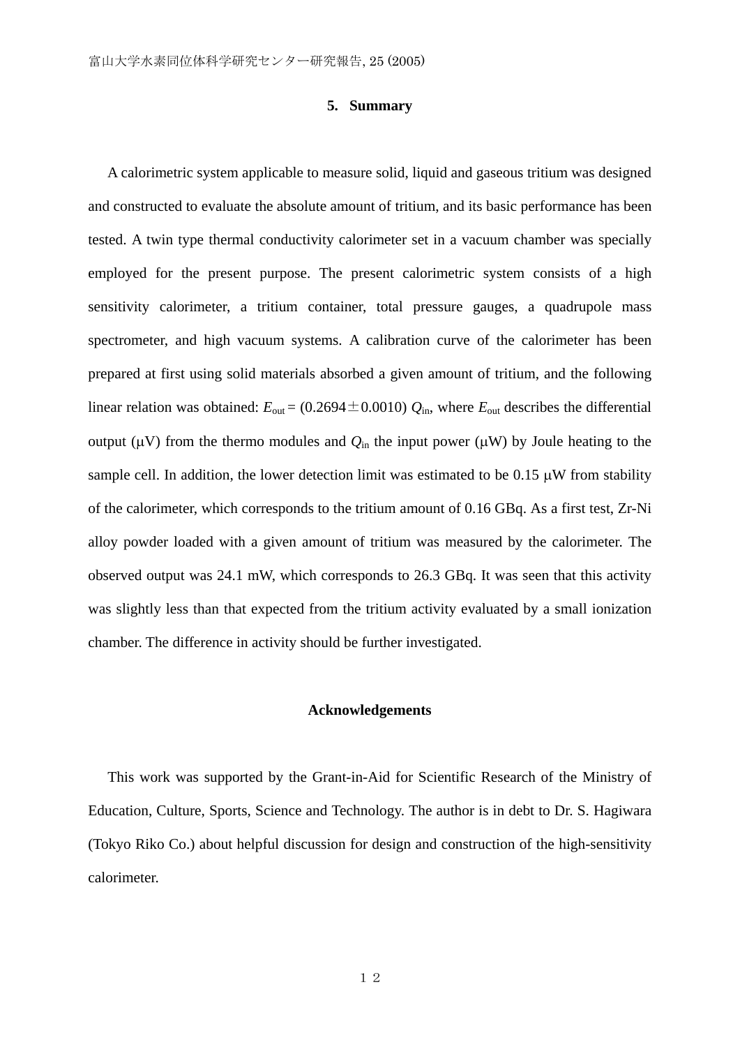## 5. Summary

A calorimetric system applicable to measure solid, liquid and gaseous tritium was designed and constructed to evaluate the absolute amount of tritium, and its basic performance has been tested. A twin type thermal conductivity calorimeter set in a vacuum chamber was specially employed for the present purpose. The present calorimetric system consists of a high sensitivity calorimeter, a tritium container, total pressure gauges, a quadrupole mass spectrometer, and high vacuum systems. A calibration curve of the calorimeter has been prepared at first using solid materials absorbed a given amount of tritium, and the following linear relation was obtained: $E_{out} = (0.2694 \pm 0.0010)\ Q_{in}$, where $E_{out}$ describes the differential output (μV) from the thermo modules and $Q_{in}$ the input power (μW) by Joule heating to the sample cell. In addition, the lower detection limit was estimated to be 0.15 μW from stability of the calorimeter, which corresponds to the tritium amount of 0.16 GBq. As a first test, Zr-Ni alloy powder loaded with a given amount of tritium was measured by the calorimeter. The observed output was 24.1 mW, which corresponds to 26.3 GBq. It was seen that this activity was slightly less than that expected from the tritium activity evaluated by a small ionization chamber. The difference in activity should be further investigated.

## Acknowledgements

This work was supported by the Grant-in-Aid for Scientific Research of the Ministry of Education, Culture, Sports, Science and Technology. The author is in debt to Dr. S. Hagiwara (Tokyo Riko Co.) about helpful discussion for design and construction of the high-sensitivity calorimeter.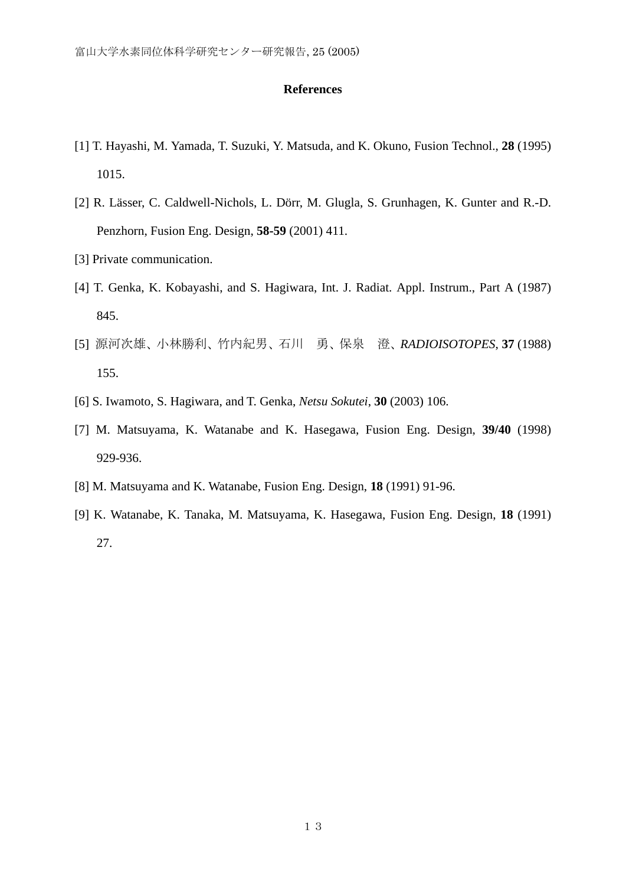## References

[1] T. Hayashi, M. Yamada, T. Suzuki, Y. Matsuda, and K. Okuno, Fusion Technol., **28** (1995) 1015.

[2] R. Lässer, C. Caldwell-Nichols, L. Dörr, M. Glugla, S. Grunhagen, K. Gunter and R.-D. Penzhorn, Fusion Eng. Design, **58-59** (2001) 411.

[3] Private communication.

[4] T. Genka, K. Kobayashi, and S. Hagiwara, Int. J. Radiat. Appl. Instrum., Part A (1987) 845.

[5] 源河次雄、小林勝利、竹内紀男、石川　勇、保泉　澄、*RADIOISOTOPES*, **37** (1988) 155.

[6] S. Iwamoto, S. Hagiwara, and T. Genka, *Netsu Sokutei*, **30** (2003) 106.

[7] M. Matsuyama, K. Watanabe and K. Hasegawa, Fusion Eng. Design, **39/40** (1998) 929-936.

[8] M. Matsuyama and K. Watanabe, Fusion Eng. Design, **18** (1991) 91-96.

[9] K. Watanabe, K. Tanaka, M. Matsuyama, K. Hasegawa, Fusion Eng. Design, **18** (1991) 27.